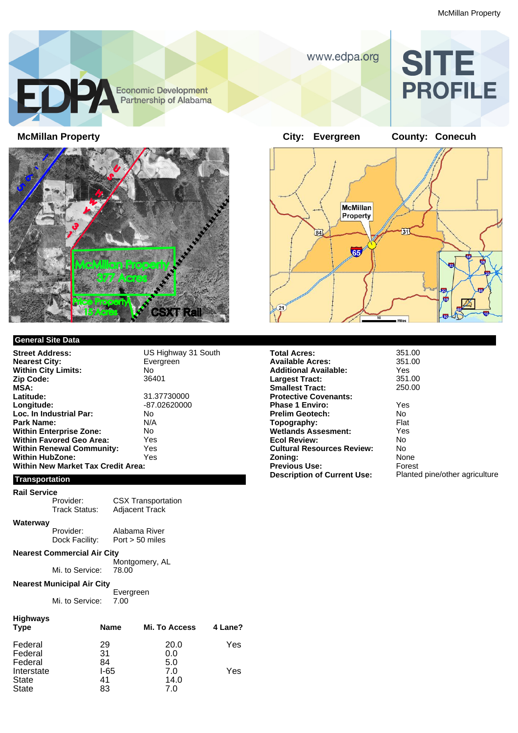# SITE PROFILE

Economic Development Partnership of Alabama

www.edpa.org

## McMillan Property

**City:** Evergreen **County:** Conecuh

### General Site Data

| | |
|---|---|
| **Street Address:** | US Highway 31 South |
| **Nearest City:** | Evergreen |
| **Within City Limits:** | No |
| **Zip Code:** | 36401 |
| **MSA:** | |
| **Latitude:** | 31.37730000 |
| **Longitude:** | -87.02620000 |
| **Loc. In Industrial Par:** | No |
| **Park Name:** | N/A |
| **Within Enterprise Zone:** | No |
| **Within Favored Geo Area:** | Yes |
| **Within Renewal Community:** | Yes |
| **Within HubZone:** | Yes |
| **Within New Market Tax Credit Area:** | |

| | |
|---|---|
| **Total Acres:** | 351.00 |
| **Available Acres:** | 351.00 |
| **Additional Available:** | Yes |
| **Largest Tract:** | 351.00 |
| **Smallest Tract:** | 250.00 |
| **Protective Covenants:** | |
| **Phase 1 Enviro:** | Yes |
| **Prelim Geotech:** | No |
| **Topography:** | Flat |
| **Wetlands Assesment:** | Yes |
| **Ecol Review:** | No |
| **Cultural Resources Review:** | No |
| **Zoning:** | None |
| **Previous Use:** | Forest |
| **Description of Current Use:** | Planted pine/other agriculture |

### Transportation

**Rail Service**

- Provider: CSX Transportation
- Track Status: Adjacent Track

**Waterway**

- Provider: Alabama River
- Dock Facility: Port > 50 miles

**Nearest Commercial Air City**

- Montgomery, AL
- Mi. to Service: 78.00

**Nearest Municipal Air City**

- Evergreen
- Mi. to Service: 7.00

**Highways**

| Type | Name | Mi. To Access | 4 Lane? |
|---|---|---|---|
| Federal | 29 | 20.0 | Yes |
| Federal | 31 | 0.0 | |
| Federal | 84 | 5.0 | |
| Interstate | I-65 | 7.0 | Yes |
| State | 41 | 14.0 | |
| State | 83 | 7.0 | |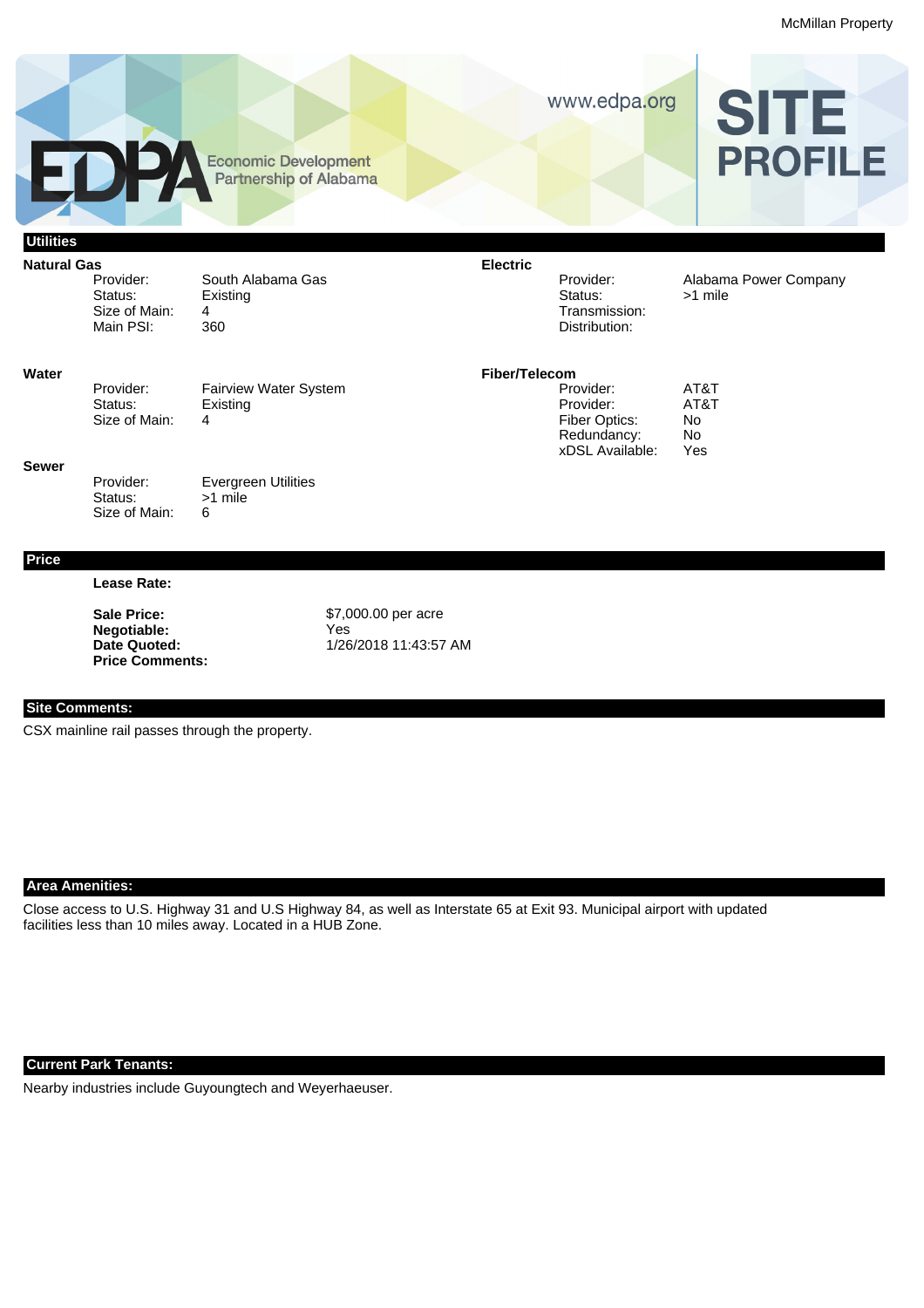# SITE PROFILE

Economic Development Partnership of Alabama

www.edpa.org

## Utilities

### Natural Gas

| | |
|---|---|
| Provider: | South Alabama Gas |
| Status: | Existing |
| Size of Main: | 4 |
| Main PSI: | 360 |

### Electric

| | |
|---|---|
| Provider: | Alabama Power Company |
| Status: | >1 mile |
| Transmission: | |
| Distribution: | |

### Water

| | |
|---|---|
| Provider: | Fairview Water System |
| Status: | Existing |
| Size of Main: | 4 |

### Fiber/Telecom

| | |
|---|---|
| Provider: | AT&T |
| Provider: | AT&T |
| Fiber Optics: | No |
| Redundancy: | No |
| xDSL Available: | Yes |

### Sewer

| | |
|---|---|
| Provider: | Evergreen Utilities |
| Status: | >1 mile |
| Size of Main: | 6 |

## Price

**Lease Rate:**

| | |
|---|---|
| **Sale Price:** | $7,000.00 per acre |
| **Negotiable:** | Yes |
| **Date Quoted:** | 1/26/2018 11:43:57 AM |
| **Price Comments:** | |

## Site Comments:

CSX mainline rail passes through the property.

## Area Amenities:

Close access to U.S. Highway 31 and U.S Highway 84, as well as Interstate 65 at Exit 93. Municipal airport with updated facilities less than 10 miles away. Located in a HUB Zone.

## Current Park Tenants:

Nearby industries include Guyoungtech and Weyerhaeuser.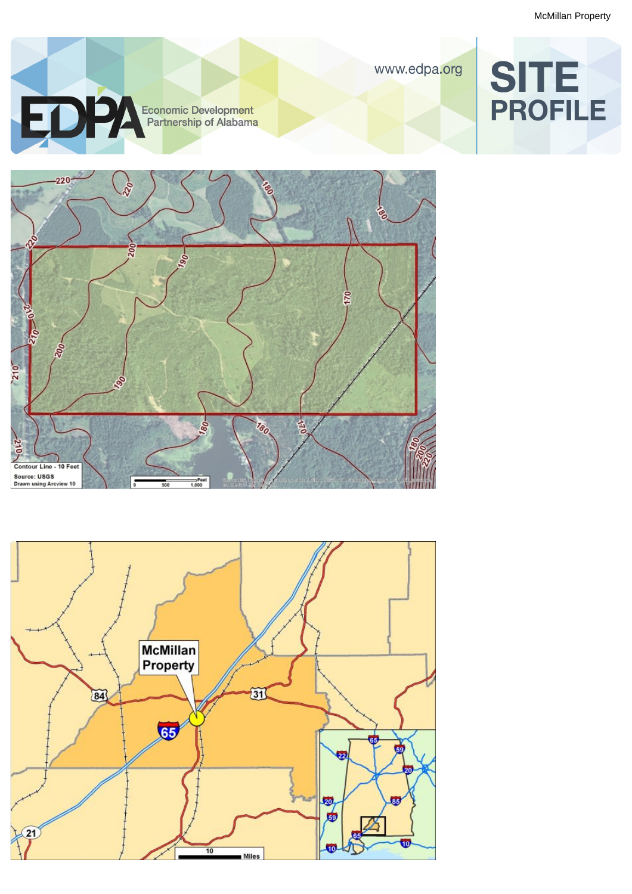www.edpa.org

# SITE PROFILE

Contour Line - 10 Feet
Source: USGS
Drawn using Arcview 10

220
220
180
180
200
190
170
210
210
200
190
210
210
180
180
170
180
200
220

Feet
0
500
1,000

McMillan Property

84
31
65
21

10
Miles